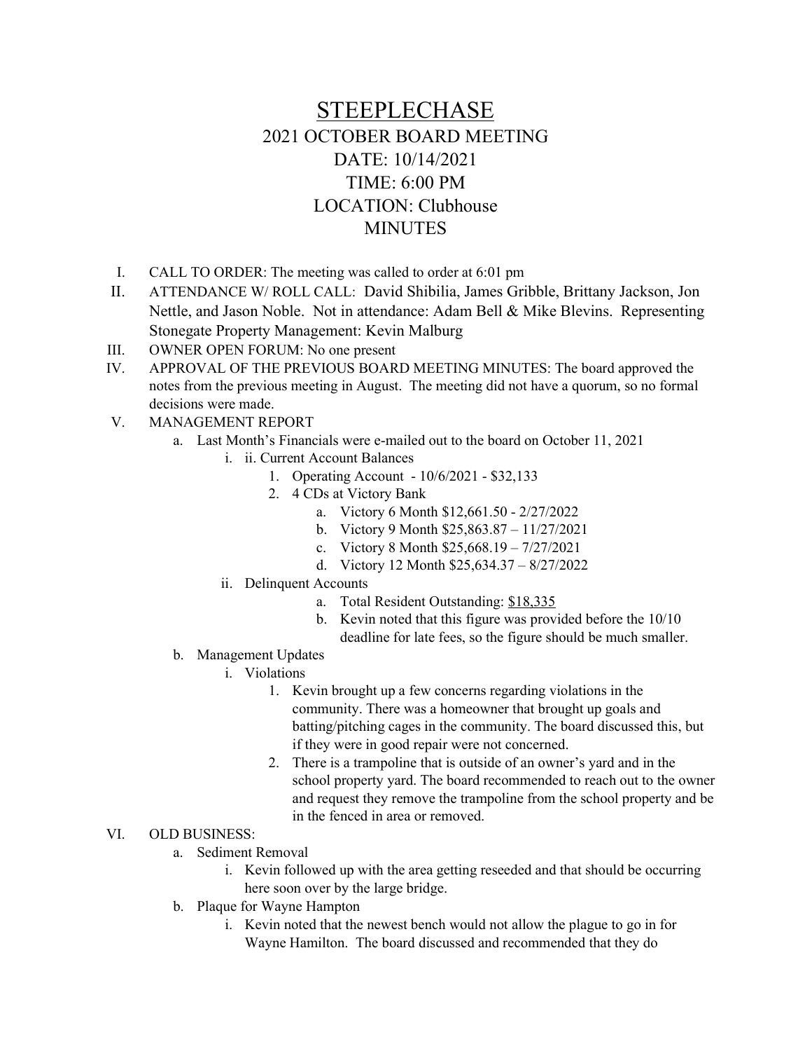# STEEPLECHASE

## 2021 OCTOBER BOARD MEETING
## DATE: 10/14/2021
## TIME: 6:00 PM
## LOCATION: Clubhouse
## MINUTES

I. CALL TO ORDER: The meeting was called to order at 6:01 pm

II. ATTENDANCE W/ ROLL CALL: David Shibilia, James Gribble, Brittany Jackson, Jon Nettle, and Jason Noble. Not in attendance: Adam Bell & Mike Blevins. Representing Stonegate Property Management: Kevin Malburg

III. OWNER OPEN FORUM: No one present

IV. APPROVAL OF THE PREVIOUS BOARD MEETING MINUTES: The board approved the notes from the previous meeting in August. The meeting did not have a quorum, so no formal decisions were made.

V. MANAGEMENT REPORT
   a. Last Month's Financials were e-mailed out to the board on October 11, 2021
      i. ii. Current Account Balances
         1. Operating Account - 10/6/2021 - $32,133
         2. 4 CDs at Victory Bank
            a. Victory 6 Month $12,661.50 - 2/27/2022
            b. Victory 9 Month $25,863.87 – 11/27/2021
            c. Victory 8 Month $25,668.19 – 7/27/2021
            d. Victory 12 Month $25,634.37 – 8/27/2022
      ii. Delinquent Accounts
            a. Total Resident Outstanding: $18,335
            b. Kevin noted that this figure was provided before the 10/10 deadline for late fees, so the figure should be much smaller.
   b. Management Updates
      i. Violations
         1. Kevin brought up a few concerns regarding violations in the community. There was a homeowner that brought up goals and batting/pitching cages in the community. The board discussed this, but if they were in good repair were not concerned.
         2. There is a trampoline that is outside of an owner's yard and in the school property yard. The board recommended to reach out to the owner and request they remove the trampoline from the school property and be in the fenced in area or removed.

VI. OLD BUSINESS:
   a. Sediment Removal
      i. Kevin followed up with the area getting reseeded and that should be occurring here soon over by the large bridge.
   b. Plaque for Wayne Hampton
      i. Kevin noted that the newest bench would not allow the plague to go in for Wayne Hamilton. The board discussed and recommended that they do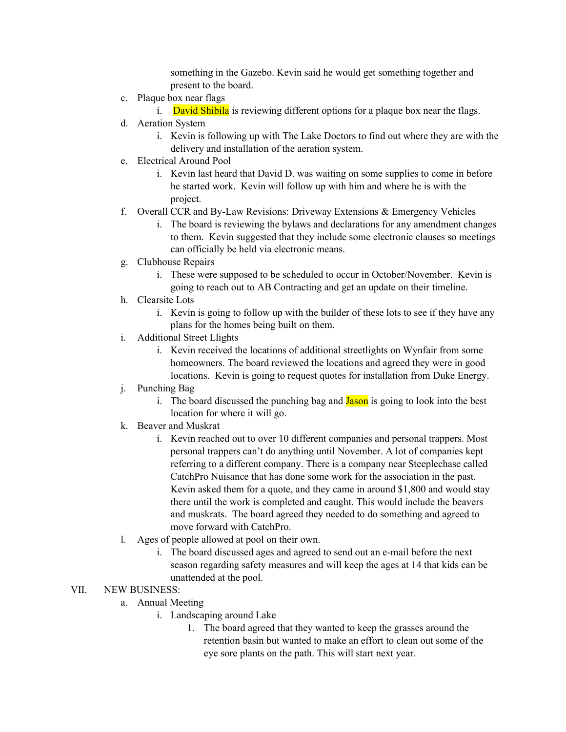something in the Gazebo. Kevin said he would get something together and present to the board.

c. Plaque box near flags
    i. David Shibila is reviewing different options for a plaque box near the flags.

d. Aeration System
    i. Kevin is following up with The Lake Doctors to find out where they are with the delivery and installation of the aeration system.

e. Electrical Around Pool
    i. Kevin last heard that David D. was waiting on some supplies to come in before he started work. Kevin will follow up with him and where he is with the project.

f. Overall CCR and By-Law Revisions: Driveway Extensions & Emergency Vehicles
    i. The board is reviewing the bylaws and declarations for any amendment changes to them. Kevin suggested that they include some electronic clauses so meetings can officially be held via electronic means.

g. Clubhouse Repairs
    i. These were supposed to be scheduled to occur in October/November. Kevin is going to reach out to AB Contracting and get an update on their timeline.

h. Clearsite Lots
    i. Kevin is going to follow up with the builder of these lots to see if they have any plans for the homes being built on them.

i. Additional Street Llights
    i. Kevin received the locations of additional streetlights on Wynfair from some homeowners. The board reviewed the locations and agreed they were in good locations. Kevin is going to request quotes for installation from Duke Energy.

j. Punching Bag
    i. The board discussed the punching bag and Jason is going to look into the best location for where it will go.

k. Beaver and Muskrat
    i. Kevin reached out to over 10 different companies and personal trappers. Most personal trappers can't do anything until November. A lot of companies kept referring to a different company. There is a company near Steeplechase called CatchPro Nuisance that has done some work for the association in the past. Kevin asked them for a quote, and they came in around $1,800 and would stay there until the work is completed and caught. This would include the beavers and muskrats. The board agreed they needed to do something and agreed to move forward with CatchPro.

l. Ages of people allowed at pool on their own.
    i. The board discussed ages and agreed to send out an e-mail before the next season regarding safety measures and will keep the ages at 14 that kids can be unattended at the pool.

VII. NEW BUSINESS:

a. Annual Meeting
    i. Landscaping around Lake
        1. The board agreed that they wanted to keep the grasses around the retention basin but wanted to make an effort to clean out some of the eye sore plants on the path. This will start next year.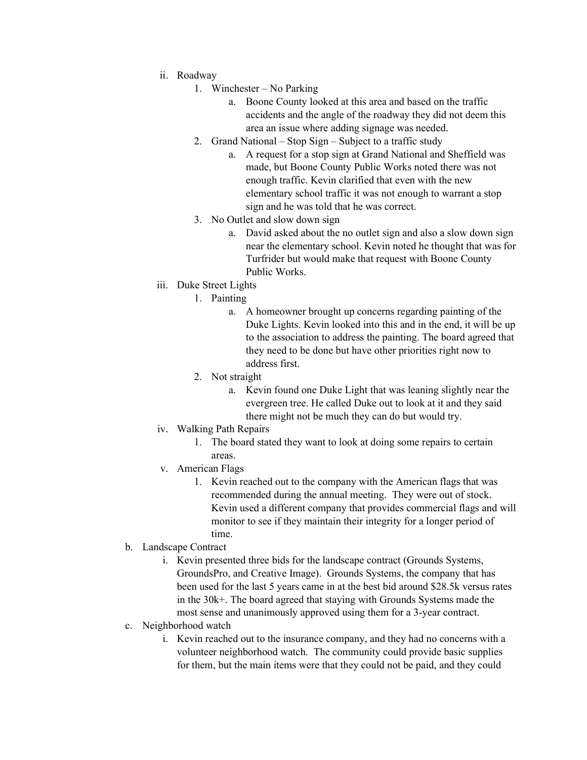- ii. Roadway
  1. Winchester – No Parking
     a. Boone County looked at this area and based on the traffic accidents and the angle of the roadway they did not deem this area an issue where adding signage was needed.
  2. Grand National – Stop Sign – Subject to a traffic study
     a. A request for a stop sign at Grand National and Sheffield was made, but Boone County Public Works noted there was not enough traffic. Kevin clarified that even with the new elementary school traffic it was not enough to warrant a stop sign and he was told that he was correct.
  3. No Outlet and slow down sign
     a. David asked about the no outlet sign and also a slow down sign near the elementary school. Kevin noted he thought that was for Turfrider but would make that request with Boone County Public Works.
- iii. Duke Street Lights
  1. Painting
     a. A homeowner brought up concerns regarding painting of the Duke Lights. Kevin looked into this and in the end, it will be up to the association to address the painting. The board agreed that they need to be done but have other priorities right now to address first.
  2. Not straight
     a. Kevin found one Duke Light that was leaning slightly near the evergreen tree. He called Duke out to look at it and they said there might not be much they can do but would try.
- iv. Walking Path Repairs
  1. The board stated they want to look at doing some repairs to certain areas.
- v. American Flags
  1. Kevin reached out to the company with the American flags that was recommended during the annual meeting. They were out of stock. Kevin used a different company that provides commercial flags and will monitor to see if they maintain their integrity for a longer period of time.

b. Landscape Contract
- i. Kevin presented three bids for the landscape contract (Grounds Systems, GroundsPro, and Creative Image). Grounds Systems, the company that has been used for the last 5 years came in at the best bid around $28.5k versus rates in the 30k+. The board agreed that staying with Grounds Systems made the most sense and unanimously approved using them for a 3-year contract.

c. Neighborhood watch
- i. Kevin reached out to the insurance company, and they had no concerns with a volunteer neighborhood watch. The community could provide basic supplies for them, but the main items were that they could not be paid, and they could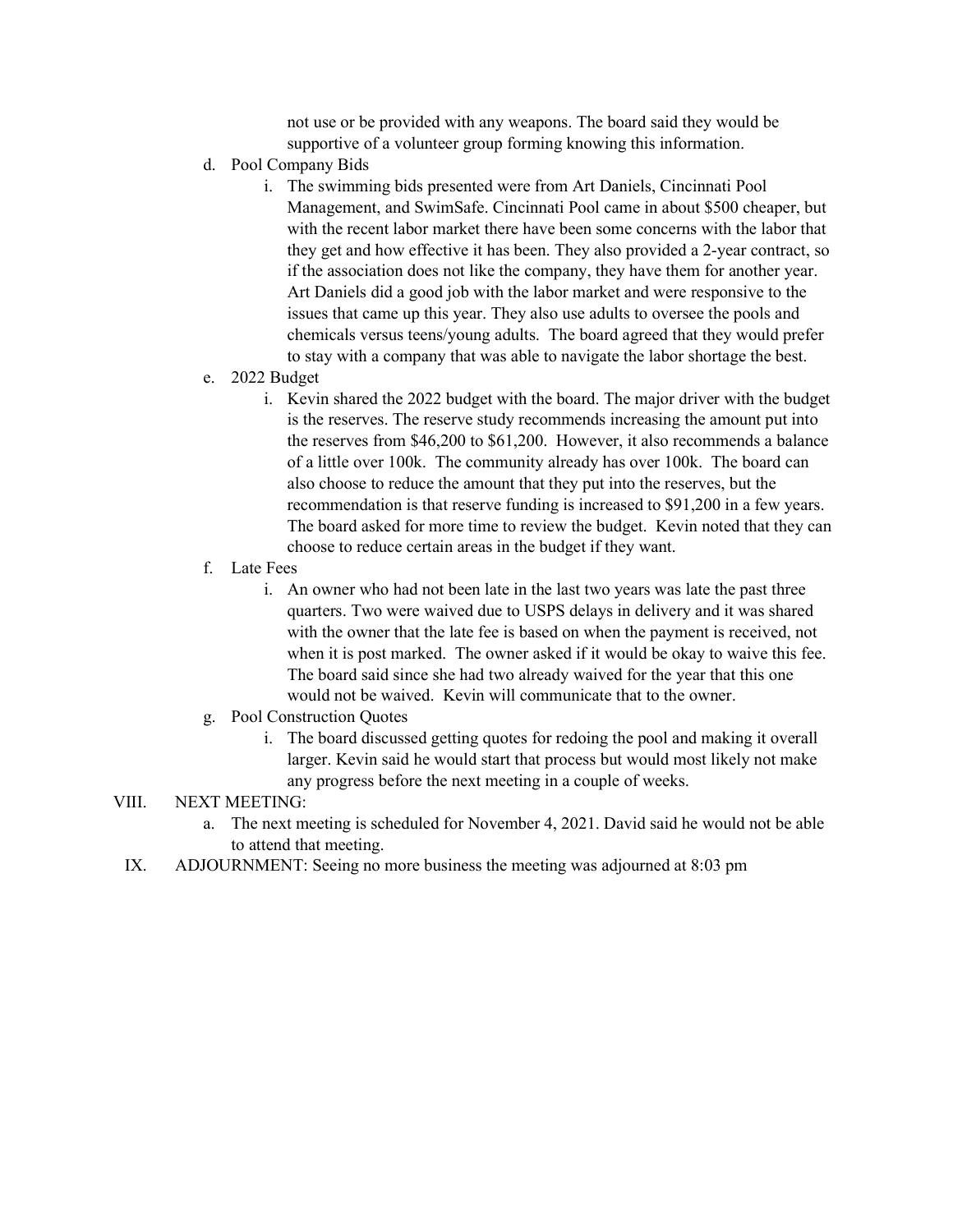not use or be provided with any weapons. The board said they would be supportive of a volunteer group forming knowing this information.

d. Pool Company Bids
   i. The swimming bids presented were from Art Daniels, Cincinnati Pool Management, and SwimSafe. Cincinnati Pool came in about $500 cheaper, but with the recent labor market there have been some concerns with the labor that they get and how effective it has been. They also provided a 2-year contract, so if the association does not like the company, they have them for another year. Art Daniels did a good job with the labor market and were responsive to the issues that came up this year. They also use adults to oversee the pools and chemicals versus teens/young adults. The board agreed that they would prefer to stay with a company that was able to navigate the labor shortage the best.

e. 2022 Budget
   i. Kevin shared the 2022 budget with the board. The major driver with the budget is the reserves. The reserve study recommends increasing the amount put into the reserves from $46,200 to $61,200. However, it also recommends a balance of a little over 100k. The community already has over 100k. The board can also choose to reduce the amount that they put into the reserves, but the recommendation is that reserve funding is increased to $91,200 in a few years. The board asked for more time to review the budget. Kevin noted that they can choose to reduce certain areas in the budget if they want.

f. Late Fees
   i. An owner who had not been late in the last two years was late the past three quarters. Two were waived due to USPS delays in delivery and it was shared with the owner that the late fee is based on when the payment is received, not when it is post marked. The owner asked if it would be okay to waive this fee. The board said since she had two already waived for the year that this one would not be waived. Kevin will communicate that to the owner.

g. Pool Construction Quotes
   i. The board discussed getting quotes for redoing the pool and making it overall larger. Kevin said he would start that process but would most likely not make any progress before the next meeting in a couple of weeks.

VIII. NEXT MEETING:
   a. The next meeting is scheduled for November 4, 2021. David said he would not be able to attend that meeting.

IX. ADJOURNMENT: Seeing no more business the meeting was adjourned at 8:03 pm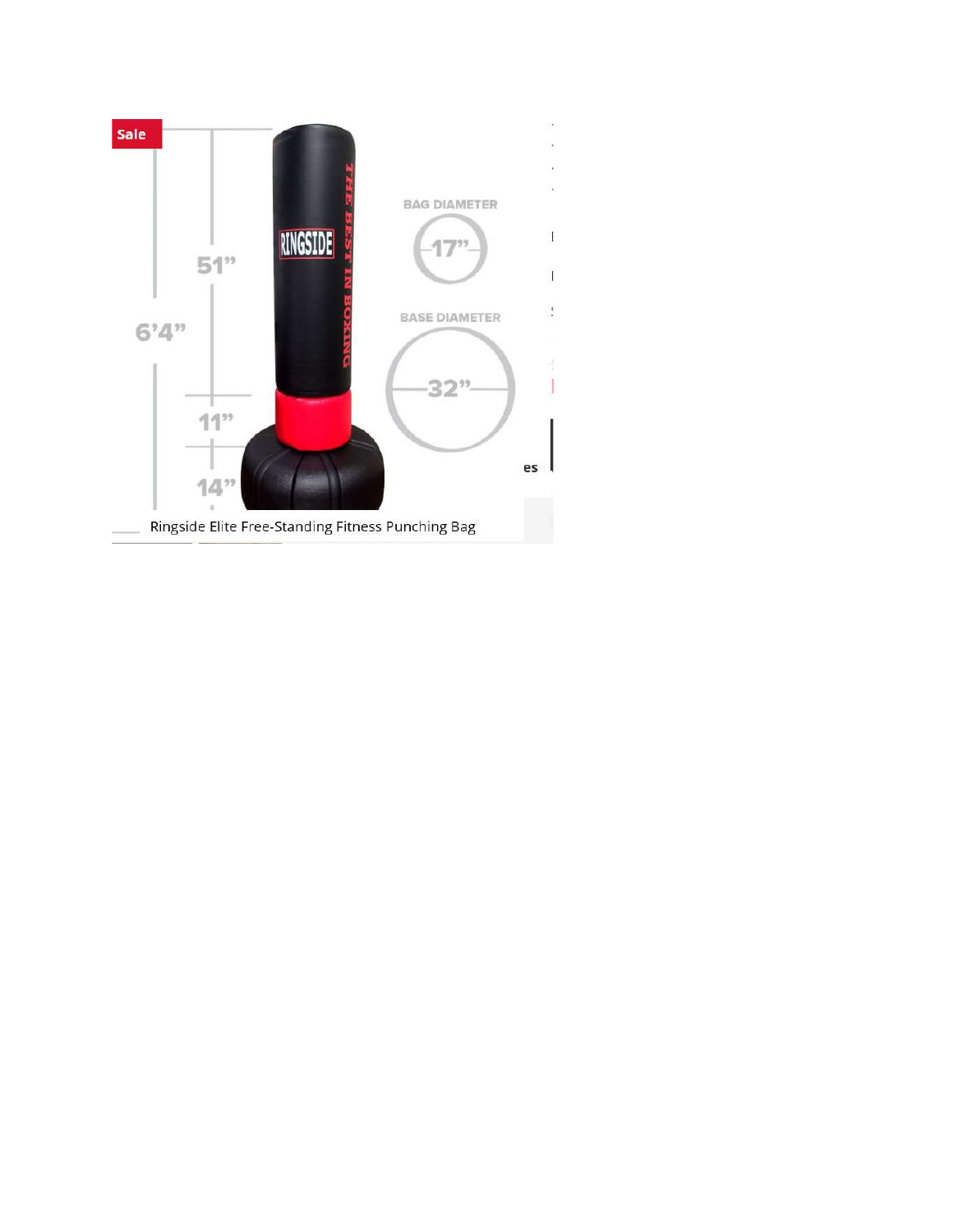Sale

51"

6'4"

11"

14"

BAG DIAMETER

17"

BASE DIAMETER

32"

Ringside Elite Free-Standing Fitness Punching Bag